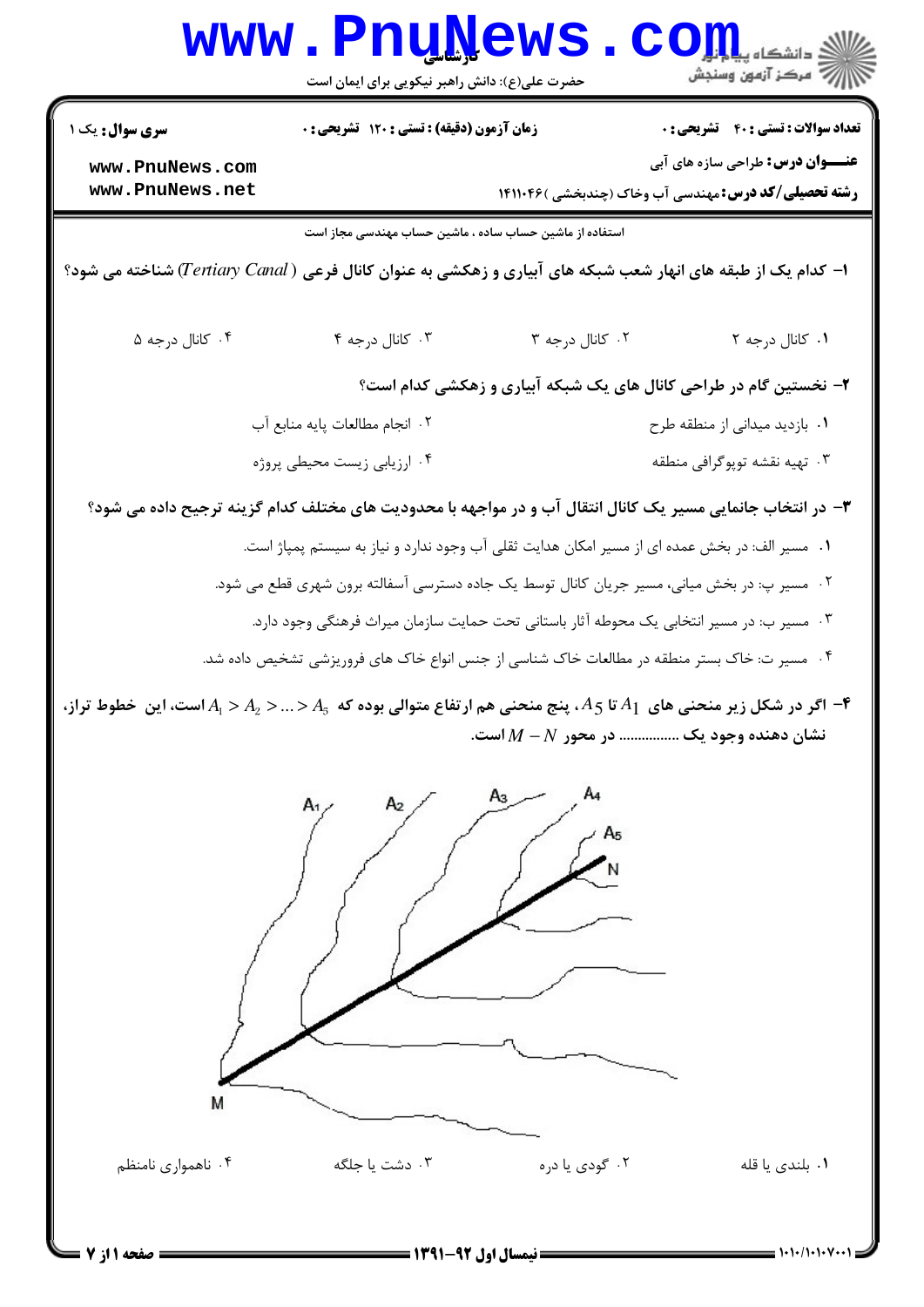کارشناسی

حضرت علی(ع): دانش راهبر نیکویی برای ایمان است

دانشگاه پیام نور
مرکز آزمون وسنجش

**سری سوال:** یک ۱

**زمان آزمون (دقیقه) : تستی :** ۱۲۰ **تشریحی :** ۰

**تعداد سوالات : تستی :** ۴۰ **تشریحی :** ۰

**عنـــوان درس:** طراحی سازه های آبی

**رشته تحصیلی/کد درس:** مهندسی آب وخاک (چندبخشی ) ۱۴۱۱۰۴۶

استفاده از ماشین حساب ساده ، ماشین حساب مهندسی مجاز است

**۱- کدام یک از طبقه های انهار شعب شبکه های آبیاری و زهکشی به عنوان کانال فرعی (*Tertiary Canal*) شناخته می شود؟**

۱. کانال درجه ۲

۲. کانال درجه ۳

۳. کانال درجه ۴

۴. کانال درجه ۵

**۲- نخستین گام در طراحی کانال های یک شبکه آبیاری و زهکشی کدام است؟**

۱. بازدید میدانی از منطقه طرح

۲. انجام مطالعات پایه منابع آب

۳. تهیه نقشه توپوگرافی منطقه

۴. ارزیابی زیست محیطی پروژه

**۳- در انتخاب جانمایی مسیر یک کانال انتقال آب و در مواجهه با محدودیت های مختلف کدام گزینه ترجیح داده می شود؟**

۱. مسیر الف: در بخش عمده ای از مسیر امکان هدایت ثقلی آب وجود ندارد و نیاز به سیستم پمپاژ است.

۲. مسیر پ: در بخش میانی، مسیر جریان کانال توسط یک جاده دسترسی آسفالته برون شهری قطع می شود.

۳. مسیر ب: در مسیر انتخابی یک محوطه آثار باستانی تحت حمایت سازمان میراث فرهنگی وجود دارد.

۴. مسیر ت: خاک بستر منطقه در مطالعات خاک شناسی از جنس انواع خاک های فروریزشی تشخیص داده شد.

**۴- اگر در شکل زیر منحنی های $A_1$ تا $A_5$، پنج منحنی هم ارتفاع متوالی بوده که $A_1 > A_2 > ... > A_5$ است، این خطوط تراز، نشان دهنده وجود یک ............... در محور $M - N$ است.**

۱. بلندی یا قله

۲. گودی یا دره

۳. دشت یا جلگه

۴. ناهمواری نامنظم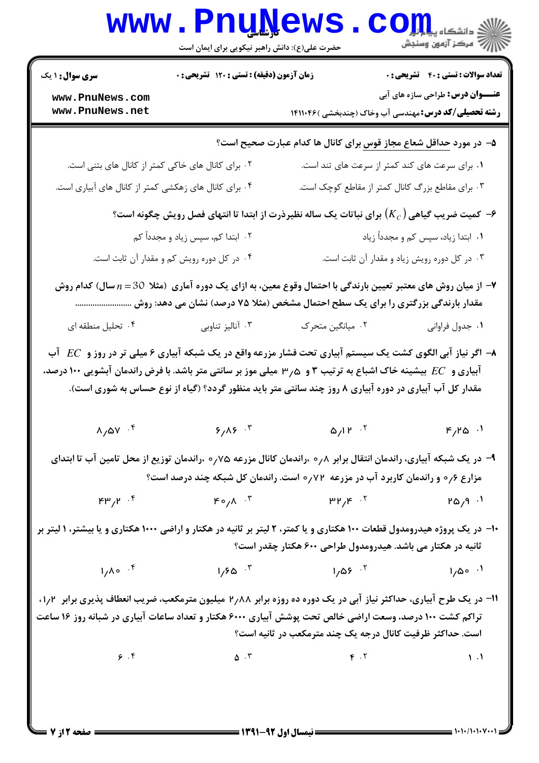۵- در مورد حداقل شعاع مجاز قوس برای کانال ها کدام عبارت صحیح است؟

۱. برای سرعت های کند کمتر از سرعت های تند است.

۲. برای کانال های خاکی کمتر از کانال های بتنی است.

۳. برای مقاطع بزرگ کانال کمتر از مقاطع کوچک است.

۴. برای کانال های زهکشی کمتر از کانال های آبیاری است.

۶- کمیت ضریب گیاهی $(K_C)$ برای نباتات یک ساله نظیرذرت از ابتدا تا انتهای فصل رویش چگونه است؟

۱. ابتدا زیاد، سپس کم و مجدداً زیاد

۲. ابتدا کم، سپس زیاد و مجدداً کم

۳. در کل دوره رویش زیاد و مقدار آن ثابت است.

۴. در کل دوره رویش کم و مقدار آن ثابت است.

۷- از میان روش های معتبر تعیین بارندگی با احتمال وقوع معین، به ازای یک دوره آماری (مثلا $n=30$ سال) کدام روش مقدار بارندگی بزرگتری را برای یک سطح احتمال مشخص (مثلا ۷۵ درصد) نشان می دهد: روش ..........................

۱. جدول فراوانی

۲. میانگین متحرک

۳. آنالیز تناوبی

۴. تحلیل منطقه ای

۸- اگر نیاز آبی الگوی کشت یک سیستم آبیاری تحت فشار مزرعه واقع در یک شبکه آبیاری ۶ میلی تر در روز و $EC$ آب آبیاری و $EC$ بیشینه خاک اشباع به ترتیب ۳ و ۳/۵ میلی موز بر سانتی متر باشد. با فرض راندمان آبشویی ۱۰۰ درصد، مقدار کل آب آبیاری در دوره آبیاری ۸ روز چند سانتی متر باید منظور گردد؟ (گیاه از نوع حساس به شوری است).

۱. ۴/۲۵

۲. ۵/۱۲

۳. ۶/۸۶

۴. ۸/۵۷

۹- در یک شبکه آبیاری، راندمان انتقال برابر ۰/۸ ،راندمان کانال مزرعه ۰/۷۵ ،راندمان توزیع از محل تامین آب تا ابتدای مزارع ۰/۶ و راندمان کاربرد آب در مزرعه ۰/۷۲ است. راندمان کل شبکه چند درصد است؟

۱. ۲۵/۹

۲. ۳۲/۴

۳. ۴۰/۸

۴. ۴۳/۲

۱۰- در یک پروژه هیدرومدول قطعات ۱۰۰ هکتاری و یا کمتر، ۲ لیتر بر ثانیه در هکتار و اراضی ۱۰۰۰ هکتاری و یا بیشتر، ۱ لیتر بر ثانیه در هکتار می باشد. هیدرومدول طراحی ۶۰۰ هکتار چقدر است؟

۱. ۱/۵۰

۲. ۱/۵۶

۳. ۱/۶۵

۴. ۱/۸۰

۱۱- در یک طرح آبیاری، حداکثر نیاز آبی در یک دوره ده روزه برابر ۲/۸۸ میلیون مترمکعب، ضریب انعطاف پذیری برابر ۱/۲، تراکم کشت ۱۰۰ درصد، وسعت اراضی خالص تحت پوشش آبیاری ۶۰۰۰ هکتار و تعداد ساعات آبیاری در شبانه روز ۱۶ ساعت است. حداکثر ظرفیت کانال درجه یک چند مترمکعب در ثانیه است؟

۱. ۱

۲. ۴

۳. ۵

۴. ۶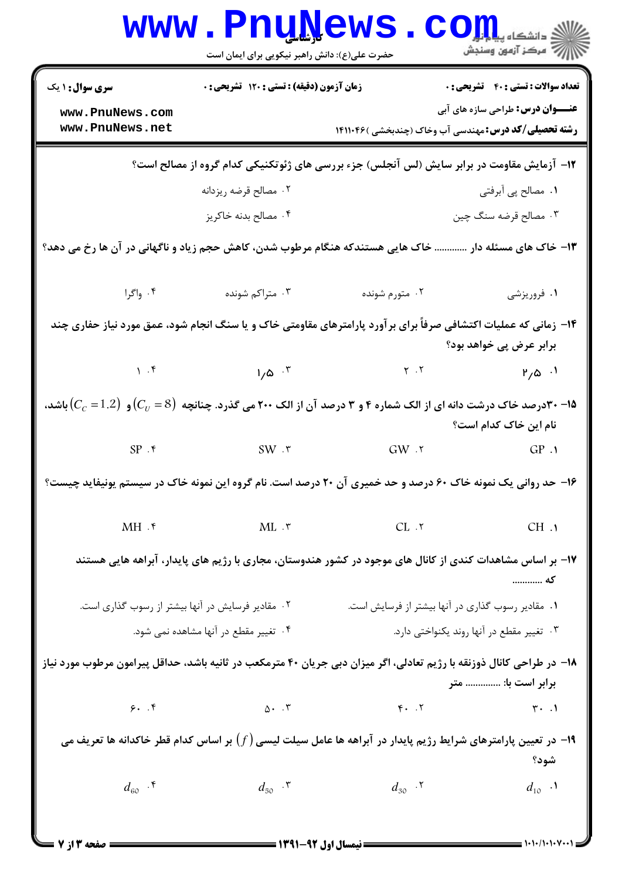**سری سوال:** ۱ یک | **زمان آزمون (دقیقه) : تستی :** ۱۲۰ **تشریحی :** ۰ | **تعداد سوالات : تستی :** ۴۰ **تشریحی :** ۰

**عنـــوان درس:** طراحی سازه های آبی

**رشته تحصیلی/کد درس:** مهندسی آب وخاک (چندبخشی )۱۴۱۱۰۴۶

---

**۱۲- آزمایش مقاومت در برابر سایش (لس آنجلس) جزء بررسی های ژئوتکنیکی کدام گروه از مصالح است؟**

۱. مصالح پی آبرفتی

۲. مصالح قرضه ریزدانه

۳. مصالح قرضه سنگ چین

۴. مصالح بدنه خاکریز

**۱۳- خاک های مسئله دار ............ خاک هایی هستندکه هنگام مرطوب شدن، کاهش حجم زیاد و ناگهانی در آن ها رخ می دهد؟**

۱. فروریزشی

۲. متورم شونده

۳. متراکم شونده

۴. واگرا

**۱۴- زمانی که عملیات اکتشافی صرفاً برای برآورد پارامترهای مقاومتی خاک و یا سنگ انجام شود، عمق مورد نیاز حفاری چند برابر عرض پی خواهد بود؟**

۱. ۲/۵

۲. ۲

۳. ۱/۵

۴. ۱

**۱۵- ۳۰درصد خاک درشت دانه ای از الک شماره ۴ و ۳ درصد آن از الک ۲۰۰ می گذرد. چنانچه $(C_U = 8)$ و $(C_C = 1.2)$ باشد، نام این خاک کدام است؟**

۱. GP

۲. GW

۳. SW

۴. SP

**۱۶- حد روانی یک نمونه خاک ۶۰ درصد و حد خمیری آن ۲۰ درصد است. نام گروه این نمونه خاک در سیستم یونیفاید چیست؟**

۱. CH

۲. CL

۳. ML

۴. MH

**۱۷- بر اساس مشاهدات کندی از کانال های موجود در کشور هندوستان، مجاری با رژیم های پایدار، آبراهه هایی هستند که ............**

۱. مقادیر رسوب گذاری در آنها بیشتر از فرسایش است.

۲. مقادیر فرسایش در آنها بیشتر از رسوب گذاری است.

۳. تغییر مقطع در آنها روند یکنواختی دارد.

۴. تغییر مقطع در آنها مشاهده نمی شود.

**۱۸- در طراحی کانال ذوزنقه با رژیم تعادلی، اگر میزان دبی جریان ۴۰ مترمکعب در ثانیه باشد، حداقل پیرامون مرطوب مورد نیاز برابر است با: .............. متر**

۱. ۳۰

۲. ۴۰

۳. ۵۰

۴. ۶۰

**۱۹- در تعیین پارامترهای شرایط رژیم پایدار در آبراهه ها عامل سیلت لیسی $(f)$ بر اساس کدام قطر خاکدانه ها تعریف می شود؟**

۱. $d_{10}$

۲. $d_{30}$

۳. $d_{50}$

۴. $d_{60}$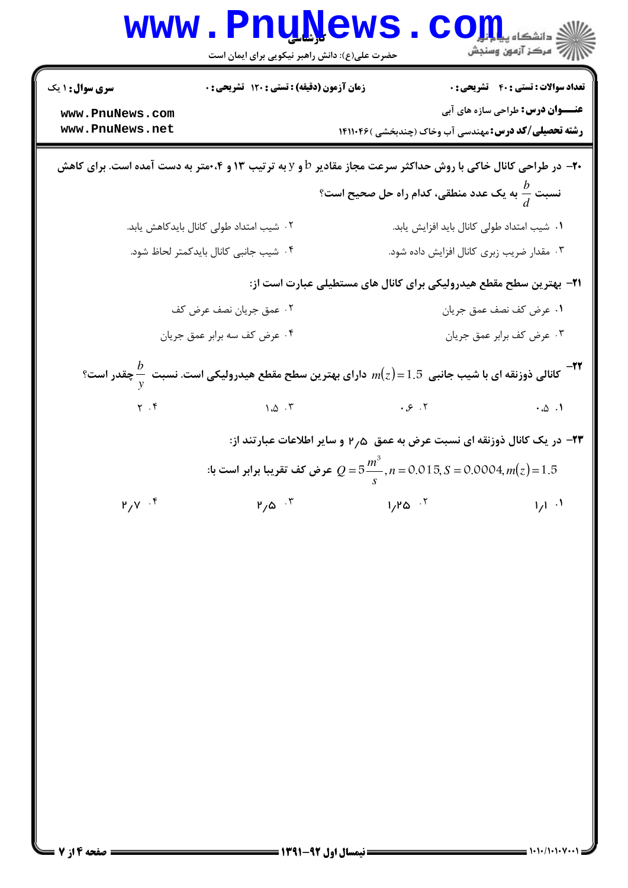**۲۰- در طراحی کانال خاکی با روش حداکثر سرعت مجاز مقادیر b و y به ترتیب ۱۳ و ۰،۴متر به دست آمده است. برای کاهش نسبت $\frac{b}{d}$ به یک عدد منطقی، کدام راه حل صحیح است؟**

۱. شیب امتداد طولی کانال باید افزایش یابد.

۲. شیب امتداد طولی کانال بایدکاهش یابد.

۳. مقدار ضریب زبری کانال افزایش داده شود.

۴. شیب جانبی کانال بایدکمتر لحاظ شود.

**۲۱- بهترین سطح مقطع هیدرولیکی برای کانال های مستطیلی عبارت است از:**

۱. عرض کف نصف عمق جریان

۲. عمق جریان نصف عرض کف

۳. عرض کف برابر عمق جریان

۴. عرض کف سه برابر عمق جریان

**۲۲- کانالی ذوزنقه ای با شیب جانبی $m(z)=1.5$ دارای بهترین سطح مقطع هیدرولیکی است. نسبت $\frac{b}{y}$ چقدر است؟**

۱. ۰.۵

۲. ۰.۶

۳. ۱.۵

۴. ۲

**۲۳- در یک کانال ذوزنقه ای نسبت عرض به عمق ۲٫۵ و سایر اطلاعات عبارتند از:**

**$Q=5\frac{m^3}{s}, n=0.015, S=0.0004, m(z)=1.5$ عرض کف تقریبا برابر است با:**

۱. ۱٫۱

۲. ۱٫۲۵

۳. ۲٫۵

۴. ۲٫۷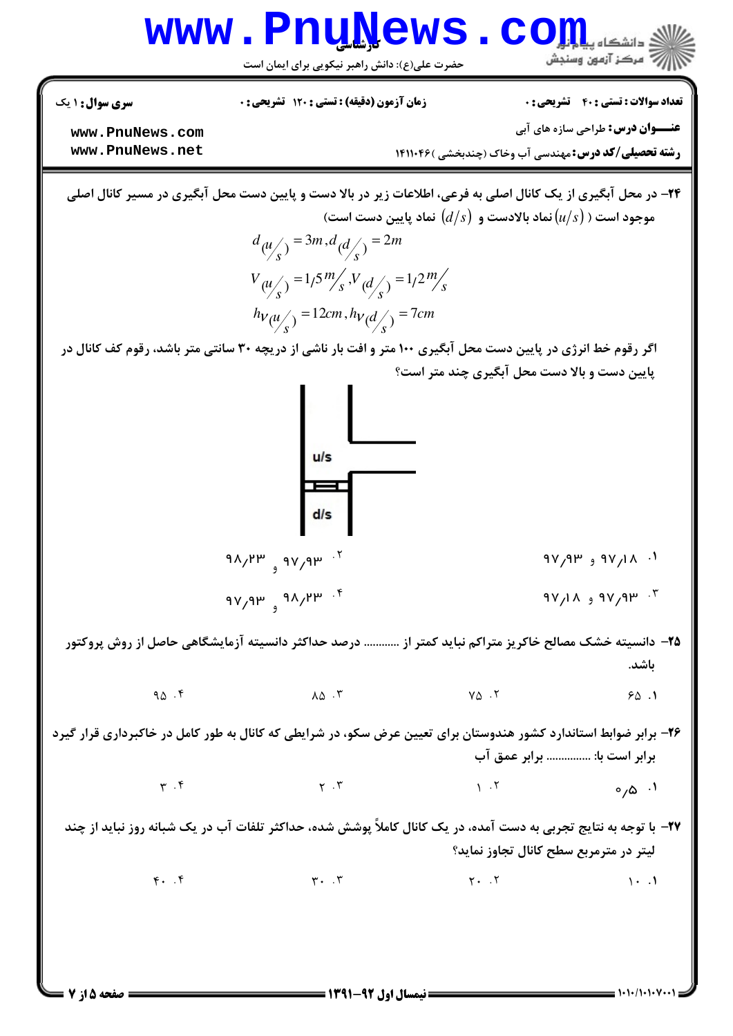**تعداد سوالات : تستی : ۴۰ تشریحی : ۰** | **زمان آزمون (دقیقه) : تستی : ۱۲۰ تشریحی : ۰** | **سری سوال : ۱ یک**

**عنـــوان درس :** طراحی سازه های آبی

**رشته تحصیلی/کد درس :** مهندسی آب وخاک (چندبخشی )۱۴۱۱۰۴۶

---

**۲۴–** در محل آبگیری از یک کانال اصلی به فرعی، اطلاعات زیر در بالا دست و پایین دست محل آبگیری در مسیر کانال اصلی موجود است ( $(u/s)$ نماد بالادست و $(d/s)$ نماد پایین دست است)

$$d_{(u/s)} = 3m , d_{(d/s)} = 2m$$

$$V_{(u/s)} = 1/5 \, m/s , V_{(d/s)} = 1/2 \, m/s$$

$$h_{V(u/s)} = 12cm , h_{V(d/s)} = 7cm$$

اگر رقوم خط انرژی در پایین دست محل آبگیری ۱۰۰ متر و افت بار ناشی از دریچه ۳۰ سانتی متر باشد، رقوم کف کانال در پایین دست و بالا دست محل آبگیری چند متر است؟

۱. ۹۷/۱۸ و ۹۷/۹۳

۲. ۹۷/۹۳ و ۹۸/۲۳

۳. ۹۷/۹۳ و ۹۷/۱۸

۴. ۹۸/۲۳ و ۹۷/۹۳

**۲۵–** دانسیته خشک مصالح خاکریز متراکم نباید کمتر از ........... درصد حداکثر دانسیته آزمایشگاهی حاصل از روش پروکتور باشد.

۱. ۶۵

۲. ۷۵

۳. ۸۵

۴. ۹۵

**۲۶–** برابر ضوابط استاندارد کشور هندوستان برای تعیین عرض سکو، در شرایطی که کانال به طور کامل در خاکبرداری قرار گیرد برابر است با: ............... برابر عمق آب

۱. ۰/۵

۲. ۱

۳. ۲

۴. ۳

**۲۷–** با توجه به نتایج تجربی به دست آمده، در یک کانال کاملاً پوشش شده، حداکثر تلفات آب در یک شبانه روز نباید از چند لیتر در مترمربع سطح کانال تجاوز نماید؟

۱. ۱۰

۲. ۲۰

۳. ۳۰

۴. ۴۰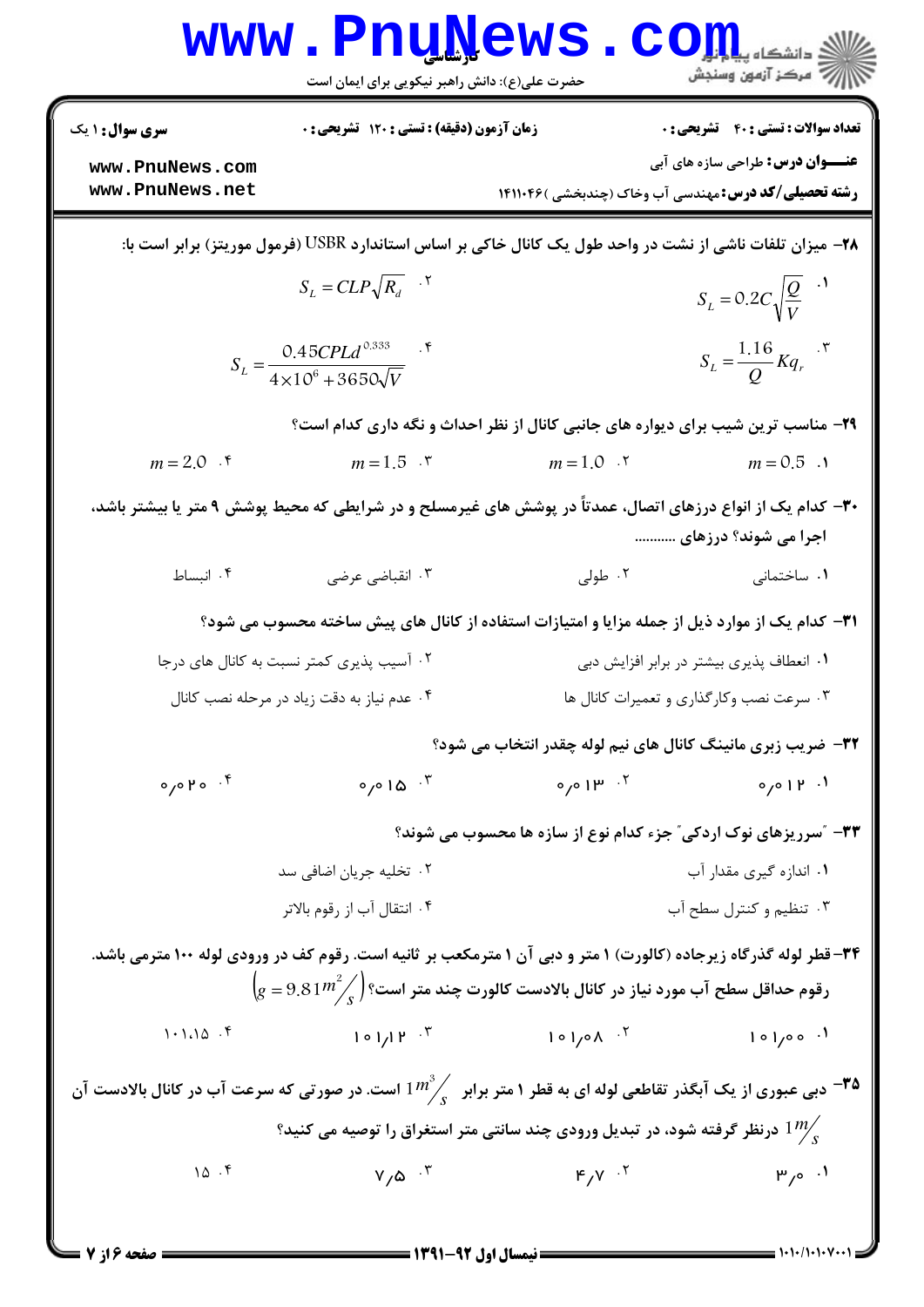**سری سوال:** ۱ یک | **زمان آزمون (دقیقه) : تستی :** ۱۲۰ **تشریحی :** ۰ | **تعداد سوالات : تستی :** ۴۰ **تشریحی :** ۰

**عنـــوان درس:** طراحی سازه های آبی

**رشته تحصیلی/کد درس:** مهندسی آب وخاک (چندبخشی ) ۱۴۱۱۰۴۶

۲۸- میزان تلفات ناشی از نشت در واحد طول یک کانال خاکی بر اساس استاندارد USBR (فرمول موریتز) برابر است با:

۱. $S_L = 0.2C\sqrt{\frac{Q}{V}}$

۲. $S_L = CLP\sqrt{R_d}$

۳. $S_L = \frac{1.16}{Q}Kq_r$

۴. $S_L = \frac{0.45CPLd^{0.333}}{4\times10^6 + 3650\sqrt{V}}$

۲۹- مناسب ترین شیب برای دیواره های جانبی کانال از نظر احداث و نگه داری کدام است؟

۱. $m = 0.5$

۲. $m = 1.0$

۳. $m = 1.5$

۴. $m = 2.0$

۳۰- کدام یک از انواع درزهای اتصال، عمدتاً در پوشش های غیرمسلح و در شرایطی که محیط پوشش ۹ متر یا بیشتر باشد، اجرا می شوند؟ درزهای ..........

۱. ساختمانی

۲. طولی

۳. انقباضی عرضی

۴. انبساط

۳۱- کدام یک از موارد ذیل از جمله مزایا و امتیازات استفاده از کانال های پیش ساخته محسوب می شود؟

۱. انعطاف پذیری بیشتر در برابر افزایش دبی

۲. آسیب پذیری کمتر نسبت به کانال های درجا

۳. سرعت نصب وکارگذاری و تعمیرات کانال ها

۴. عدم نیاز به دقت زیاد در مرحله نصب کانال

۳۲- ضریب زبری مانینگ کانال های نیم لوله چقدر انتخاب می شود؟

۱. ۰/۰۱۲

۲. ۰/۰۱۳

۳. ۰/۰۱۵

۴. ۰/۰۲۰

۳۳- "سرریزهای نوک اردکی" جزء کدام نوع از سازه ها محسوب می شوند؟

۱. اندازه گیری مقدار آب

۲. تخلیه جریان اضافی سد

۳. تنظیم و کنترل سطح آب

۴. انتقال آب از رقوم بالاتر

۳۴- قطر لوله گذرگاه زیرجاده (کالورت) ۱ متر و دبی آن ۱ مترمکعب بر ثانیه است. رقوم کف در ورودی لوله ۱۰۰ مترمی باشد. رقوم حداقل سطح آب مورد نیاز در کانال بالادست کالورت چند متر است؟ $\left(g = 9.81 m^2/s\right)$

۱. ۱۰۱/۰۰

۲. ۱۰۱/۰۸

۳. ۱۰۱/۱۲

۴. ۱۰۱.۱۵

۳۵- دبی عبوری از یک آبگذر تقاطعی لوله ای به قطر ۱ متر برابر $1 m^3/s$ است. در صورتی که سرعت آب در کانال بالادست آن $1 m/s$ درنظر گرفته شود، در تبدیل ورودی چند سانتی متر استغراق را توصیه می کنید؟

۱. ۳/۰

۲. ۴/۷

۳. ۷/۵

۴. ۱۵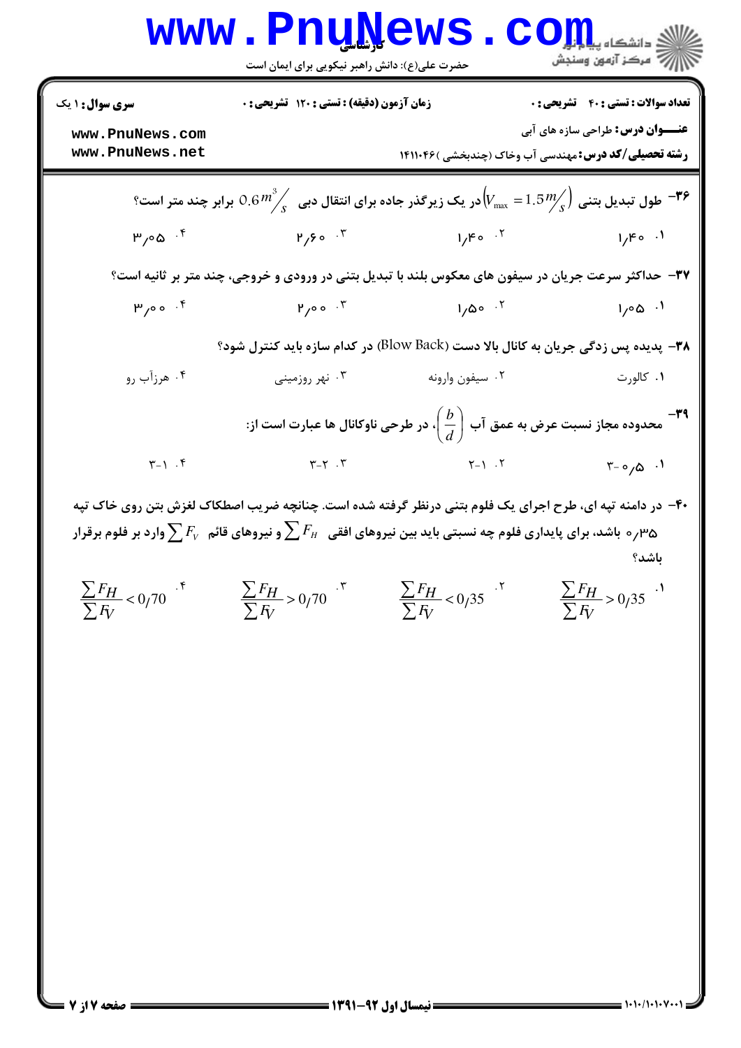**سری سوال:** ۱ یک | **زمان آزمون (دقیقه) : تستی :** ۱۲۰ **تشریحی :** ۰ | **تعداد سوالات : تستی :** ۴۰ **تشریحی :** ۰

**عنـــوان درس:** طراحی سازه های آبی

**رشته تحصیلی/کد درس:** مهندسی آب وخاک (چندبخشی )۱۴۱۱۰۴۶

۳۶- طول تبدیل بتنی $\left(V_{max} = 1.5 m/s\right)$ در یک زیرگذر جاده برای انتقال دبی $0.6 m^3/s$ برابر چند متر است؟

۱. ۱٫۴۰
۲. ۱٫۴۰
۳. ۲٫۶۰
۴. ۳٫۰۵

۳۷- حداکثر سرعت جریان در سیفون های معکوس بلند با تبدیل بتنی در ورودی و خروجی، چند متر بر ثانیه است؟

۱. ۱٫۰۵
۲. ۱٫۵۰
۳. ۲٫۰۰
۴. ۳٫۰۰

۳۸- پدیده پس زدگی جریان به کانال بالا دست (Blow Back) در کدام سازه باید کنترل شود؟

۱. کالورت
۲. سیفون وارونه
۳. نهر روزمینی
۴. هرزآب رو

۳۹- محدوده مجاز نسبت عرض به عمق آب $\left(\frac{b}{d}\right)$، در طرحی ناوکانال ها عبارت است از:

۱. ۰٫۵-۳
۲. ۱-۲
۳. ۲-۳
۴. ۱-۳

۴۰- در دامنه تپه ای، طرح اجرای یک فلوم بتنی درنظر گرفته شده است. چنانچه ضریب اصطکاک لغزش بتن روی خاک تپه ۰٫۳۵ باشد، برای پایداری فلوم چه نسبتی باید بین نیروهای افقی $\sum F_H$ و نیروهای قائم $\sum F_V$ وارد بر فلوم برقرار باشد؟

۱. $\frac{\sum F_H}{\sum F_V} > 0/35$
۲. $\frac{\sum F_H}{\sum F_V} < 0/35$
۳. $\frac{\sum F_H}{\sum F_V} > 0/70$
۴. $\frac{\sum F_H}{\sum F_V} < 0/70$